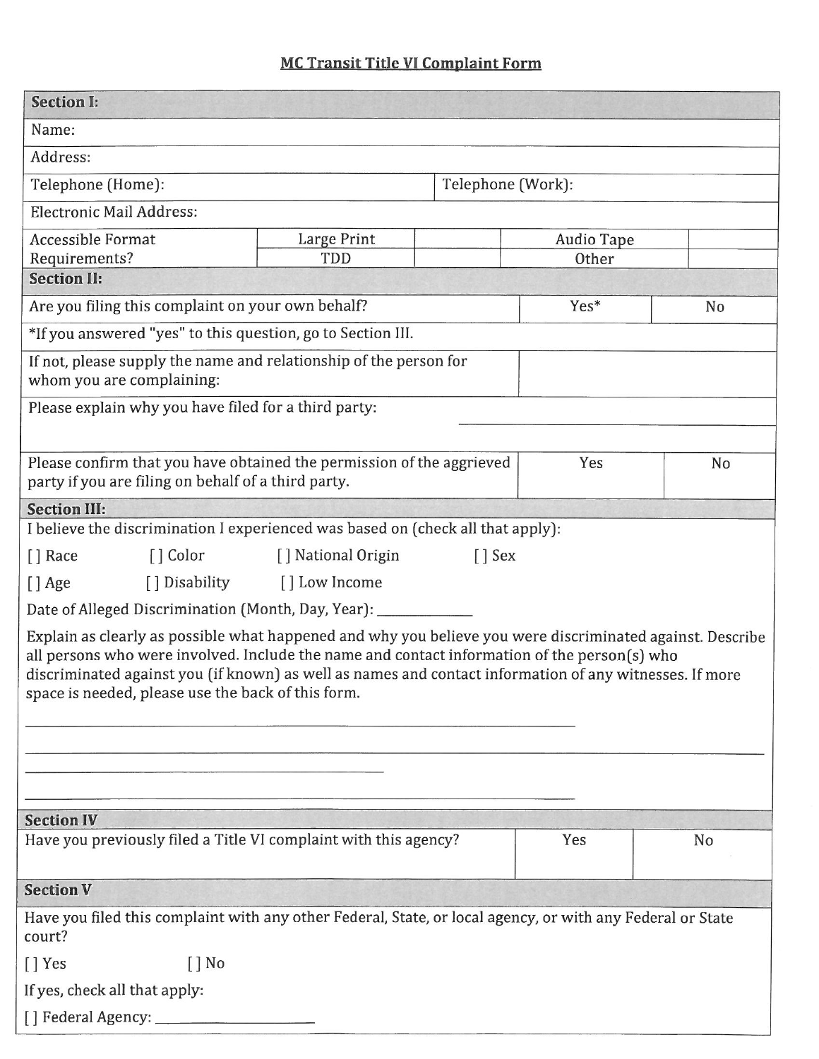# MC Transit Title VI Complaint Form

| **Section I:** | | | |
|---|---|---|---|
| Name: | | | |
| Address: | | | |
| Telephone (Home): | | Telephone (Work): | |
| Electronic Mail Address: | | | |
| Accessible Format Requirements? | Large Print | | Audio Tape | |
| | TDD | | Other | |

| **Section II:** | | |
|---|---|---|
| Are you filing this complaint on your own behalf? | Yes* | No |
| *If you answered "yes" to this question, go to Section III. | | |
| If not, please supply the name and relationship of the person for whom you are complaining: | | |
| Please explain why you have filed for a third party: | | |
| Please confirm that you have obtained the permission of the aggrieved party if you are filing on behalf of a third party. | Yes | No |

**Section III:**

I believe the discrimination I experienced was based on (check all that apply):

[ ] Race [ ] Color [ ] National Origin [ ] Sex

[ ] Age [ ] Disability [ ] Low Income

Date of Alleged Discrimination (Month, Day, Year): ____________

Explain as clearly as possible what happened and why you believe you were discriminated against. Describe all persons who were involved. Include the name and contact information of the person(s) who discriminated against you (if known) as well as names and contact information of any witnesses. If more space is needed, please use the back of this form.

______________________________________________________________

______________________________________________________________

______________________________________________________________

| **Section IV** | | |
|---|---|---|
| Have you previously filed a Title VI complaint with this agency? | Yes | No |

**Section V**

Have you filed this complaint with any other Federal, State, or local agency, or with any Federal or State court?

[ ] Yes [ ] No

If yes, check all that apply:

[ ] Federal Agency: ____________________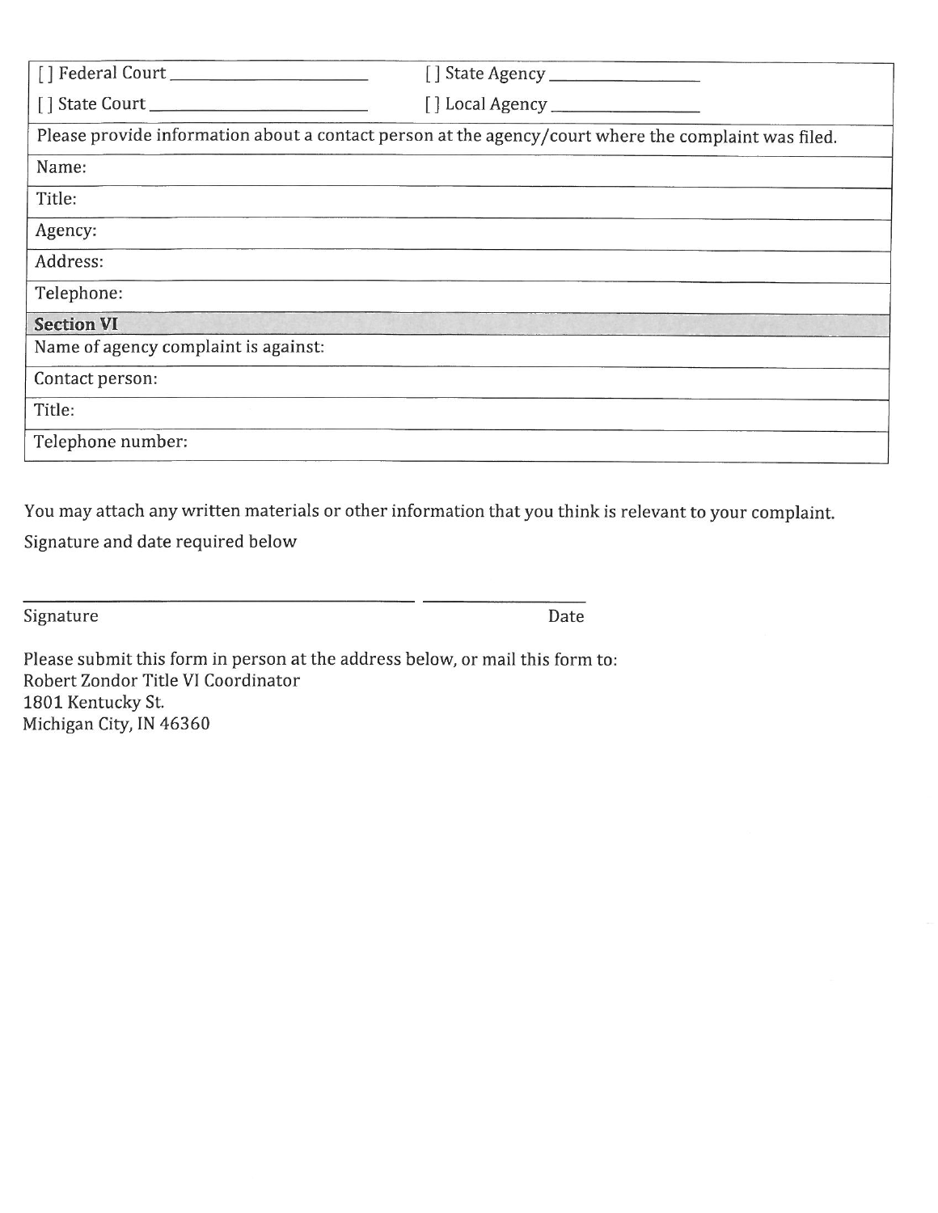| | |
|---|---|
| [ ] Federal Court ______________________ | [ ] State Agency ________________ |
| [ ] State Court ________________________ | [ ] Local Agency ________________ |

| |
|---|
| Please provide information about a contact person at the agency/court where the complaint was filed. |
| Name: |
| Title: |
| Agency: |
| Address: |
| Telephone: |
| **Section VI** |
| Name of agency complaint is against: |
| Contact person: |
| Title: |
| Telephone number: |

You may attach any written materials or other information that you think is relevant to your complaint.

Signature and date required below

_______________________________________ ________________

Signature Date

Please submit this form in person at the address below, or mail this form to:
Robert Zondor Title VI Coordinator
1801 Kentucky St.
Michigan City, IN 46360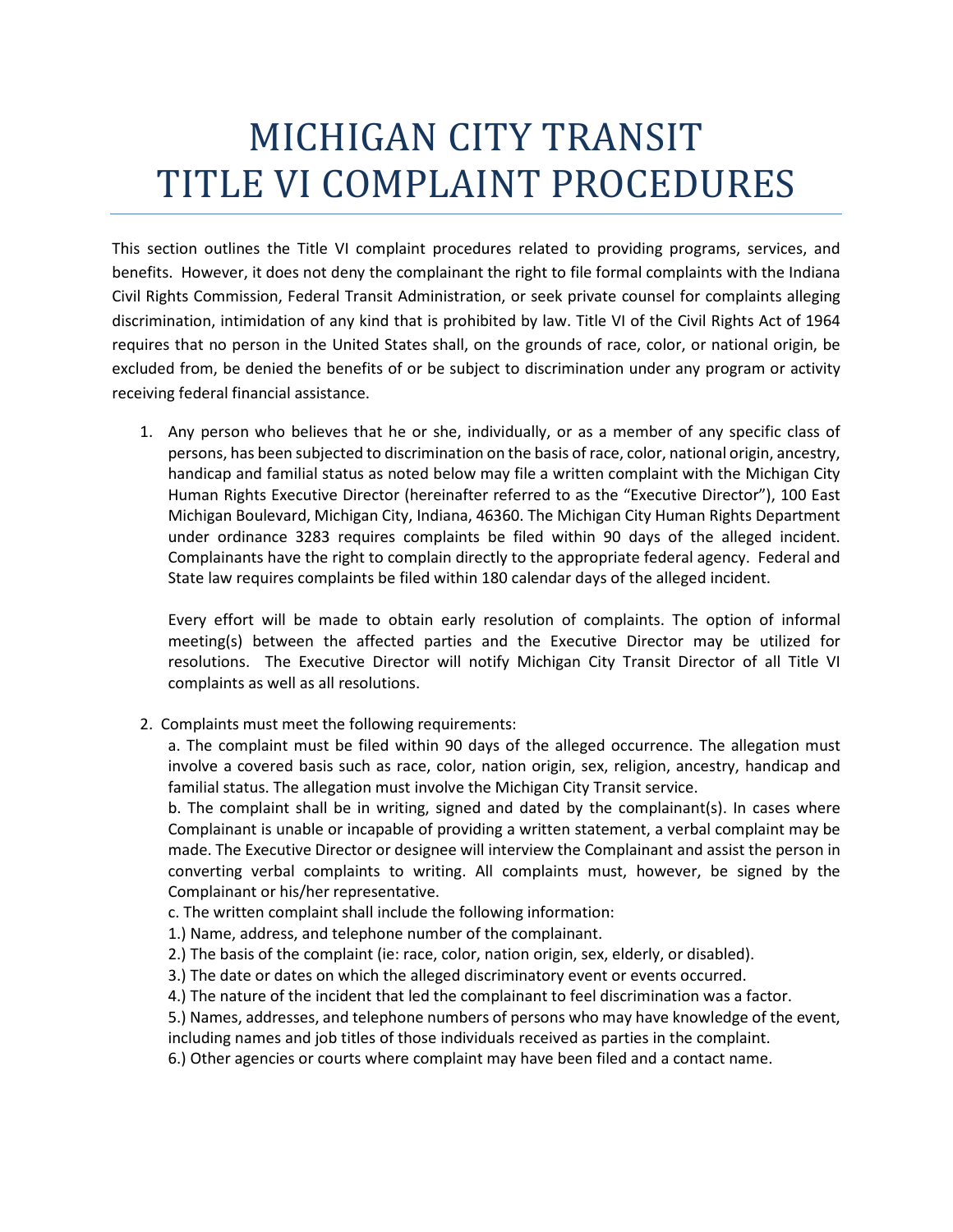# MICHIGAN CITY TRANSIT
# TITLE VI COMPLAINT PROCEDURES

This section outlines the Title VI complaint procedures related to providing programs, services, and benefits. However, it does not deny the complainant the right to file formal complaints with the Indiana Civil Rights Commission, Federal Transit Administration, or seek private counsel for complaints alleging discrimination, intimidation of any kind that is prohibited by law. Title VI of the Civil Rights Act of 1964 requires that no person in the United States shall, on the grounds of race, color, or national origin, be excluded from, be denied the benefits of or be subject to discrimination under any program or activity receiving federal financial assistance.

1. Any person who believes that he or she, individually, or as a member of any specific class of persons, has been subjected to discrimination on the basis of race, color, national origin, ancestry, handicap and familial status as noted below may file a written complaint with the Michigan City Human Rights Executive Director (hereinafter referred to as the "Executive Director"), 100 East Michigan Boulevard, Michigan City, Indiana, 46360. The Michigan City Human Rights Department under ordinance 3283 requires complaints be filed within 90 days of the alleged incident. Complainants have the right to complain directly to the appropriate federal agency. Federal and State law requires complaints be filed within 180 calendar days of the alleged incident.

   Every effort will be made to obtain early resolution of complaints. The option of informal meeting(s) between the affected parties and the Executive Director may be utilized for resolutions. The Executive Director will notify Michigan City Transit Director of all Title VI complaints as well as all resolutions.

2. Complaints must meet the following requirements:

   a. The complaint must be filed within 90 days of the alleged occurrence. The allegation must involve a covered basis such as race, color, nation origin, sex, religion, ancestry, handicap and familial status. The allegation must involve the Michigan City Transit service.

   b. The complaint shall be in writing, signed and dated by the complainant(s). In cases where Complainant is unable or incapable of providing a written statement, a verbal complaint may be made. The Executive Director or designee will interview the Complainant and assist the person in converting verbal complaints to writing. All complaints must, however, be signed by the Complainant or his/her representative.

   c. The written complaint shall include the following information:

   1.) Name, address, and telephone number of the complainant.

   2.) The basis of the complaint (ie: race, color, nation origin, sex, elderly, or disabled).

   3.) The date or dates on which the alleged discriminatory event or events occurred.

   4.) The nature of the incident that led the complainant to feel discrimination was a factor.

   5.) Names, addresses, and telephone numbers of persons who may have knowledge of the event, including names and job titles of those individuals received as parties in the complaint.

   6.) Other agencies or courts where complaint may have been filed and a contact name.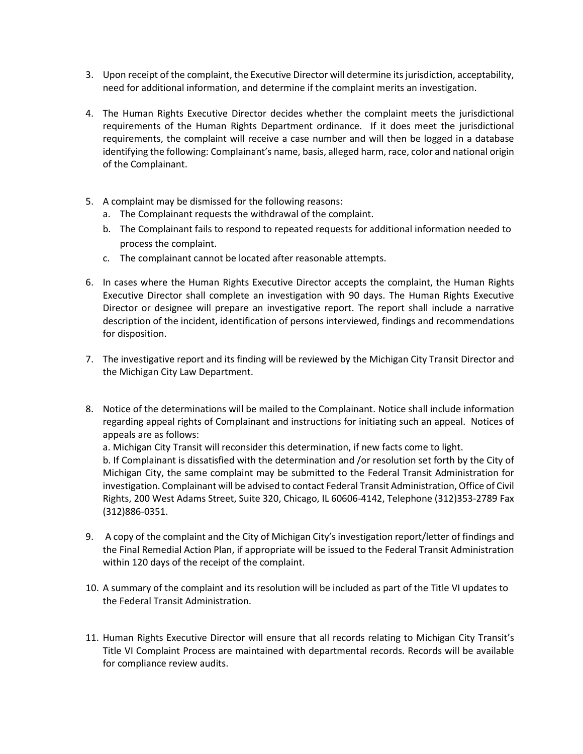3. Upon receipt of the complaint, the Executive Director will determine its jurisdiction, acceptability, need for additional information, and determine if the complaint merits an investigation.

4. The Human Rights Executive Director decides whether the complaint meets the jurisdictional requirements of the Human Rights Department ordinance. If it does meet the jurisdictional requirements, the complaint will receive a case number and will then be logged in a database identifying the following: Complainant's name, basis, alleged harm, race, color and national origin of the Complainant.

5. A complaint may be dismissed for the following reasons:
   a. The Complainant requests the withdrawal of the complaint.
   b. The Complainant fails to respond to repeated requests for additional information needed to process the complaint.
   c. The complainant cannot be located after reasonable attempts.

6. In cases where the Human Rights Executive Director accepts the complaint, the Human Rights Executive Director shall complete an investigation with 90 days. The Human Rights Executive Director or designee will prepare an investigative report. The report shall include a narrative description of the incident, identification of persons interviewed, findings and recommendations for disposition.

7. The investigative report and its finding will be reviewed by the Michigan City Transit Director and the Michigan City Law Department.

8. Notice of the determinations will be mailed to the Complainant. Notice shall include information regarding appeal rights of Complainant and instructions for initiating such an appeal. Notices of appeals are as follows:
   a. Michigan City Transit will reconsider this determination, if new facts come to light.
   b. If Complainant is dissatisfied with the determination and /or resolution set forth by the City of Michigan City, the same complaint may be submitted to the Federal Transit Administration for investigation. Complainant will be advised to contact Federal Transit Administration, Office of Civil Rights, 200 West Adams Street, Suite 320, Chicago, IL 60606-4142, Telephone (312)353-2789 Fax (312)886-0351.

9. A copy of the complaint and the City of Michigan City's investigation report/letter of findings and the Final Remedial Action Plan, if appropriate will be issued to the Federal Transit Administration within 120 days of the receipt of the complaint.

10. A summary of the complaint and its resolution will be included as part of the Title VI updates to the Federal Transit Administration.

11. Human Rights Executive Director will ensure that all records relating to Michigan City Transit's Title VI Complaint Process are maintained with departmental records. Records will be available for compliance review audits.